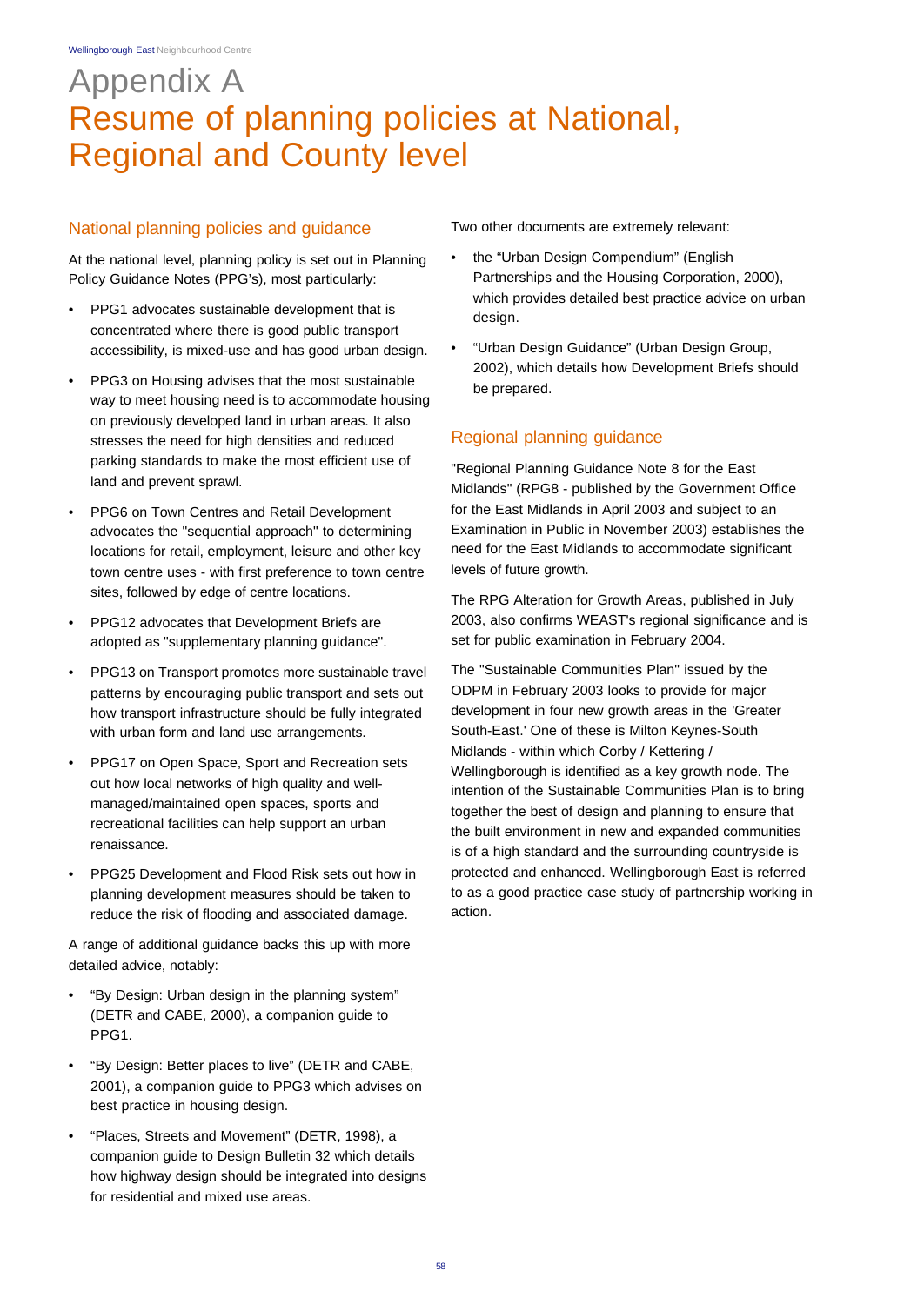# Appendix A
# Resume of planning policies at National, Regional and County level

## National planning policies and guidance

At the national level, planning policy is set out in Planning Policy Guidance Notes (PPG's), most particularly:

- PPG1 advocates sustainable development that is concentrated where there is good public transport accessibility, is mixed-use and has good urban design.
- PPG3 on Housing advises that the most sustainable way to meet housing need is to accommodate housing on previously developed land in urban areas. It also stresses the need for high densities and reduced parking standards to make the most efficient use of land and prevent sprawl.
- PPG6 on Town Centres and Retail Development advocates the "sequential approach" to determining locations for retail, employment, leisure and other key town centre uses - with first preference to town centre sites, followed by edge of centre locations.
- PPG12 advocates that Development Briefs are adopted as "supplementary planning guidance".
- PPG13 on Transport promotes more sustainable travel patterns by encouraging public transport and sets out how transport infrastructure should be fully integrated with urban form and land use arrangements.
- PPG17 on Open Space, Sport and Recreation sets out how local networks of high quality and well-managed/maintained open spaces, sports and recreational facilities can help support an urban renaissance.
- PPG25 Development and Flood Risk sets out how in planning development measures should be taken to reduce the risk of flooding and associated damage.

A range of additional guidance backs this up with more detailed advice, notably:

- "By Design: Urban design in the planning system" (DETR and CABE, 2000), a companion guide to PPG1.
- "By Design: Better places to live" (DETR and CABE, 2001), a companion guide to PPG3 which advises on best practice in housing design.
- "Places, Streets and Movement" (DETR, 1998), a companion guide to Design Bulletin 32 which details how highway design should be integrated into designs for residential and mixed use areas.

Two other documents are extremely relevant:

- the "Urban Design Compendium" (English Partnerships and the Housing Corporation, 2000), which provides detailed best practice advice on urban design.
- "Urban Design Guidance" (Urban Design Group, 2002), which details how Development Briefs should be prepared.

## Regional planning guidance

"Regional Planning Guidance Note 8 for the East Midlands" (RPG8 - published by the Government Office for the East Midlands in April 2003 and subject to an Examination in Public in November 2003) establishes the need for the East Midlands to accommodate significant levels of future growth.

The RPG Alteration for Growth Areas, published in July 2003, also confirms WEAST's regional significance and is set for public examination in February 2004.

The "Sustainable Communities Plan" issued by the ODPM in February 2003 looks to provide for major development in four new growth areas in the 'Greater South-East.' One of these is Milton Keynes-South Midlands - within which Corby / Kettering / Wellingborough is identified as a key growth node. The intention of the Sustainable Communities Plan is to bring together the best of design and planning to ensure that the built environment in new and expanded communities is of a high standard and the surrounding countryside is protected and enhanced. Wellingborough East is referred to as a good practice case study of partnership working in action.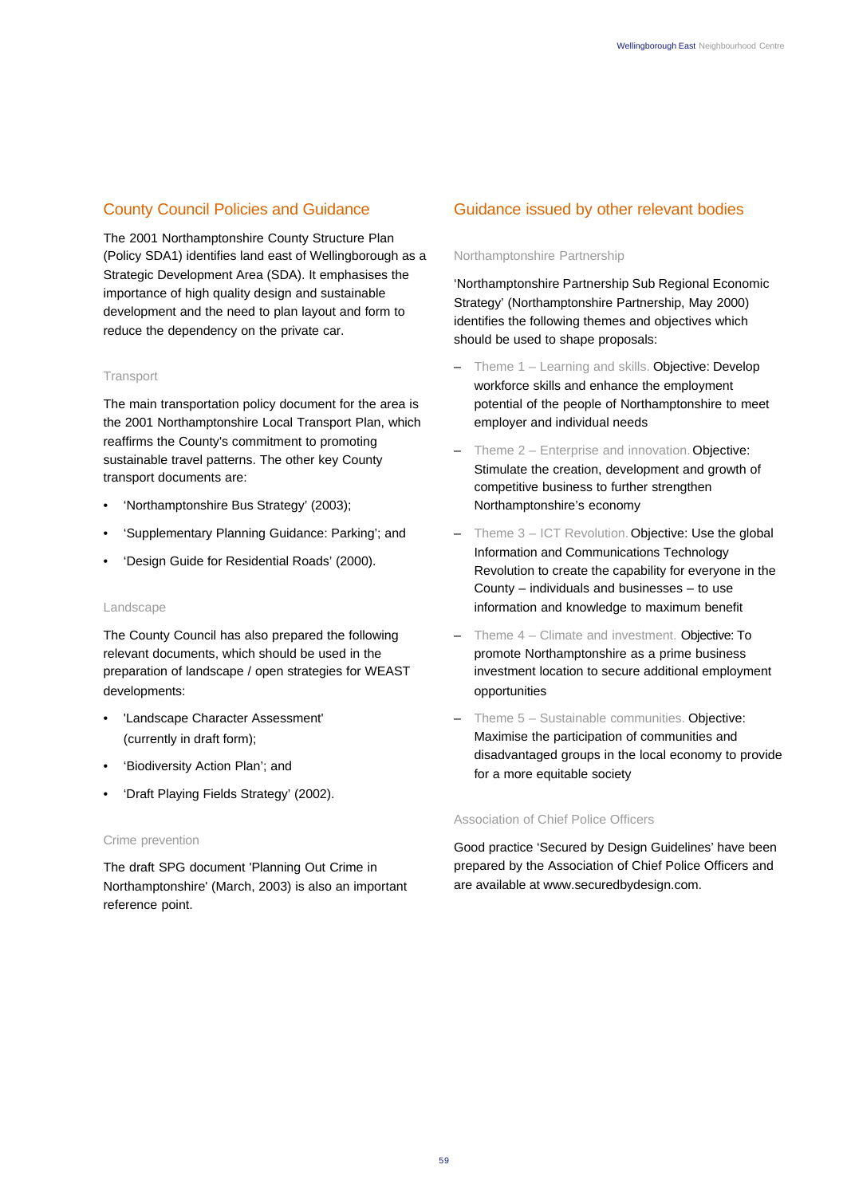## County Council Policies and Guidance

The 2001 Northamptonshire County Structure Plan (Policy SDA1) identifies land east of Wellingborough as a Strategic Development Area (SDA). It emphasises the importance of high quality design and sustainable development and the need to plan layout and form to reduce the dependency on the private car.

### Transport

The main transportation policy document for the area is the 2001 Northamptonshire Local Transport Plan, which reaffirms the County's commitment to promoting sustainable travel patterns. The other key County transport documents are:

- 'Northamptonshire Bus Strategy' (2003);
- 'Supplementary Planning Guidance: Parking'; and
- 'Design Guide for Residential Roads' (2000).

### Landscape

The County Council has also prepared the following relevant documents, which should be used in the preparation of landscape / open strategies for WEAST developments:

- 'Landscape Character Assessment' (currently in draft form);
- 'Biodiversity Action Plan'; and
- 'Draft Playing Fields Strategy' (2002).

### Crime prevention

The draft SPG document 'Planning Out Crime in Northamptonshire' (March, 2003) is also an important reference point.

## Guidance issued by other relevant bodies

### Northamptonshire Partnership

'Northamptonshire Partnership Sub Regional Economic Strategy' (Northamptonshire Partnership, May 2000) identifies the following themes and objectives which should be used to shape proposals:

- Theme 1 – Learning and skills. Objective: Develop workforce skills and enhance the employment potential of the people of Northamptonshire to meet employer and individual needs
- Theme 2 – Enterprise and innovation. Objective: Stimulate the creation, development and growth of competitive business to further strengthen Northamptonshire's economy
- Theme 3 – ICT Revolution. Objective: Use the global Information and Communications Technology Revolution to create the capability for everyone in the County – individuals and businesses – to use information and knowledge to maximum benefit
- Theme 4 – Climate and investment. Objective: To promote Northamptonshire as a prime business investment location to secure additional employment opportunities
- Theme 5 – Sustainable communities. Objective: Maximise the participation of communities and disadvantaged groups in the local economy to provide for a more equitable society

### Association of Chief Police Officers

Good practice 'Secured by Design Guidelines' have been prepared by the Association of Chief Police Officers and are available at www.securedbydesign.com.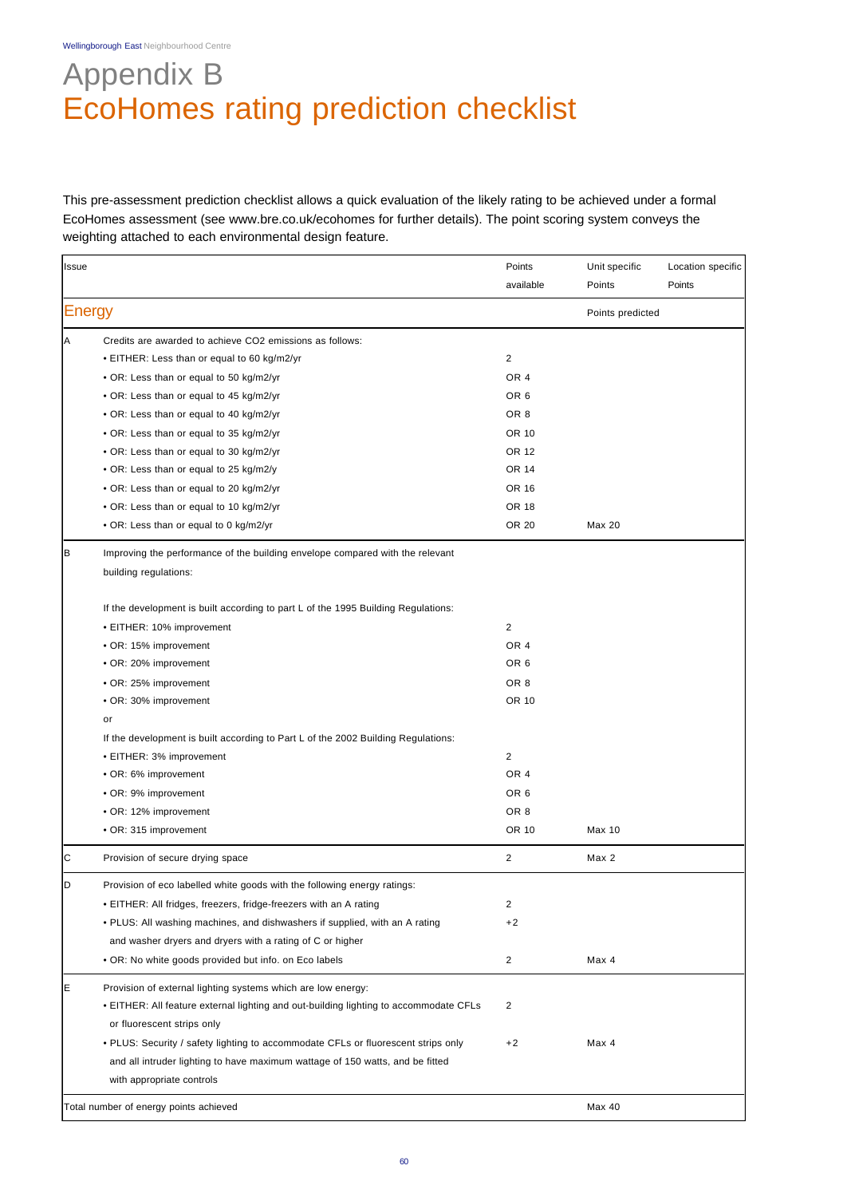# Appendix B
# EcoHomes rating prediction checklist

This pre-assessment prediction checklist allows a quick evaluation of the likely rating to be achieved under a formal EcoHomes assessment (see www.bre.co.uk/ecohomes for further details). The point scoring system conveys the weighting attached to each environmental design feature.

| Issue | | Points available | Unit specific Points | Location specific Points |
|---|---|---|---|---|
| **Energy** | | | Points predicted | |
| A | Credits are awarded to achieve CO2 emissions as follows: | | | |
| | • EITHER: Less than or equal to 60 kg/m2/yr | 2 | | |
| | • OR: Less than or equal to 50 kg/m2/yr | OR 4 | | |
| | • OR: Less than or equal to 45 kg/m2/yr | OR 6 | | |
| | • OR: Less than or equal to 40 kg/m2/yr | OR 8 | | |
| | • OR: Less than or equal to 35 kg/m2/yr | OR 10 | | |
| | • OR: Less than or equal to 30 kg/m2/yr | OR 12 | | |
| | • OR: Less than or equal to 25 kg/m2/y | OR 14 | | |
| | • OR: Less than or equal to 20 kg/m2/yr | OR 16 | | |
| | • OR: Less than or equal to 10 kg/m2/yr | OR 18 | | |
| | • OR: Less than or equal to 0 kg/m2/yr | OR 20 | Max 20 | |
| B | Improving the performance of the building envelope compared with the relevant building regulations: | | | |
| | If the development is built according to part L of the 1995 Building Regulations: | | | |
| | • EITHER: 10% improvement | 2 | | |
| | • OR: 15% improvement | OR 4 | | |
| | • OR: 20% improvement | OR 6 | | |
| | • OR: 25% improvement | OR 8 | | |
| | • OR: 30% improvement | OR 10 | | |
| | or | | | |
| | If the development is built according to Part L of the 2002 Building Regulations: | | | |
| | • EITHER: 3% improvement | 2 | | |
| | • OR: 6% improvement | OR 4 | | |
| | • OR: 9% improvement | OR 6 | | |
| | • OR: 12% improvement | OR 8 | | |
| | • OR: 315 improvement | OR 10 | Max 10 | |
| C | Provision of secure drying space | 2 | Max 2 | |
| D | Provision of eco labelled white goods with the following energy ratings: | | | |
| | • EITHER: All fridges, freezers, fridge-freezers with an A rating | 2 | | |
| | • PLUS: All washing machines, and dishwashers if supplied, with an A rating and washer dryers and dryers with a rating of C or higher | +2 | | |
| | • OR: No white goods provided but info. on Eco labels | 2 | Max 4 | |
| E | Provision of external lighting systems which are low energy: | | | |
| | • EITHER: All feature external lighting and out-building lighting to accommodate CFLs or fluorescent strips only | 2 | | |
| | • PLUS: Security / safety lighting to accommodate CFLs or fluorescent strips only and all intruder lighting to have maximum wattage of 150 watts, and be fitted with appropriate controls | +2 | Max 4 | |
| Total number of energy points achieved | | | Max 40 | |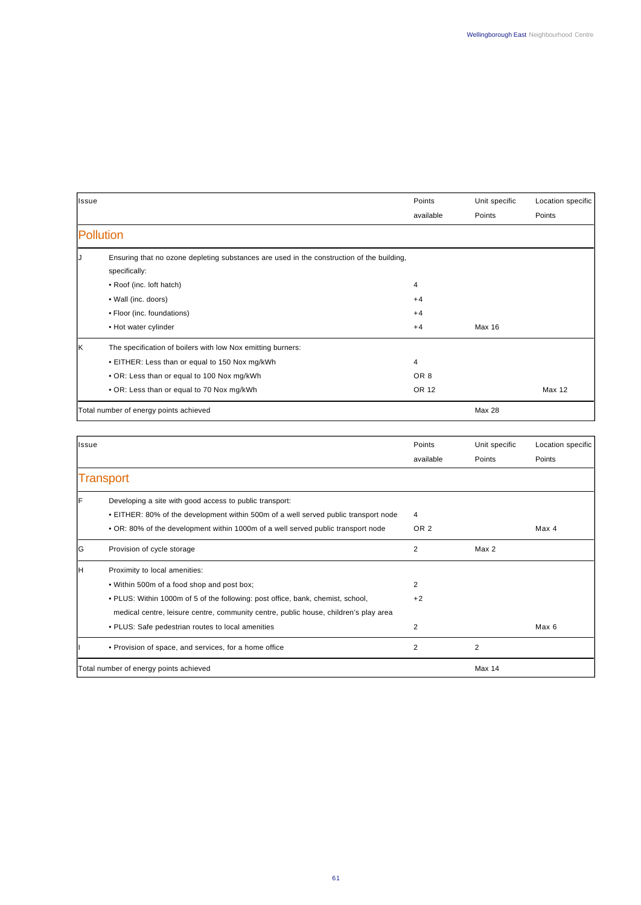| Issue | | Points available | Unit specific Points | Location specific Points |
|---|---|---|---|---|
| **Pollution** | | | | |
| J | Ensuring that no ozone depleting substances are used in the construction of the building, specifically: | | | |
| | • Roof (inc. loft hatch) | 4 | | |
| | • Wall (inc. doors) | +4 | | |
| | • Floor (inc. foundations) | +4 | | |
| | • Hot water cylinder | +4 | Max 16 | |
| K | The specification of boilers with low Nox emitting burners: | | | |
| | • EITHER: Less than or equal to 150 Nox mg/kWh | 4 | | |
| | • OR: Less than or equal to 100 Nox mg/kWh | OR 8 | | |
| | • OR: Less than or equal to 70 Nox mg/kWh | OR 12 | | Max 12 |
| Total number of energy points achieved | | | Max 28 | |

| Issue | | Points available | Unit specific Points | Location specific Points |
|---|---|---|---|---|
| **Transport** | | | | |
| F | Developing a site with good access to public transport: | | | |
| | • EITHER: 80% of the development within 500m of a well served public transport node | 4 | | |
| | • OR: 80% of the development within 1000m of a well served public transport node | OR 2 | | Max 4 |
| G | Provision of cycle storage | 2 | Max 2 | |
| H | Proximity to local amenities: | | | |
| | • Within 500m of a food shop and post box; | 2 | | |
| | • PLUS: Within 1000m of 5 of the following: post office, bank, chemist, school, medical centre, leisure centre, community centre, public house, children's play area | +2 | | |
| | • PLUS: Safe pedestrian routes to local amenities | 2 | | Max 6 |
| I | • Provision of space, and services, for a home office | 2 | 2 | |
| Total number of energy points achieved | | | Max 14 | |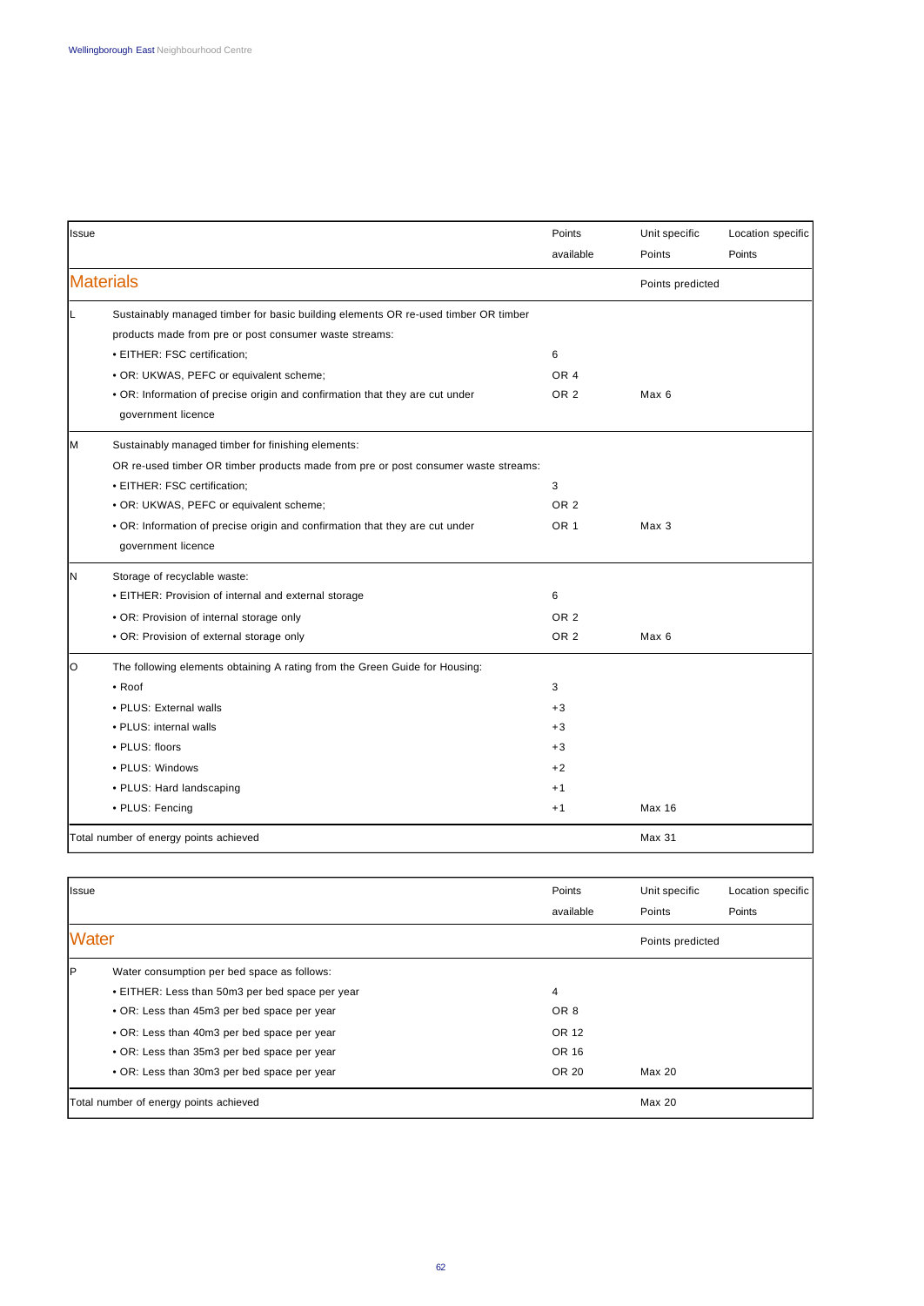| Issue | | Points available | Unit specific Points | Location specific Points |
|---|---|---|---|---|
| **Materials** | | | Points predicted | |
| L | Sustainably managed timber for basic building elements OR re-used timber OR timber products made from pre or post consumer waste streams: | | | |
| | • EITHER: FSC certification; | 6 | | |
| | • OR: UKWAS, PEFC or equivalent scheme; | OR 4 | | |
| | • OR: Information of precise origin and confirmation that they are cut under government licence | OR 2 | Max 6 | |
| M | Sustainably managed timber for finishing elements: OR re-used timber OR timber products made from pre or post consumer waste streams: | | | |
| | • EITHER: FSC certification; | 3 | | |
| | • OR: UKWAS, PEFC or equivalent scheme; | OR 2 | | |
| | • OR: Information of precise origin and confirmation that they are cut under government licence | OR 1 | Max 3 | |
| N | Storage of recyclable waste: | | | |
| | • EITHER: Provision of internal and external storage | 6 | | |
| | • OR: Provision of internal storage only | OR 2 | | |
| | • OR: Provision of external storage only | OR 2 | Max 6 | |
| O | The following elements obtaining A rating from the Green Guide for Housing: | | | |
| | • Roof | 3 | | |
| | • PLUS: External walls | +3 | | |
| | • PLUS: internal walls | +3 | | |
| | • PLUS: floors | +3 | | |
| | • PLUS: Windows | +2 | | |
| | • PLUS: Hard landscaping | +1 | | |
| | • PLUS: Fencing | +1 | Max 16 | |
| Total number of energy points achieved | | | Max 31 | |

| Issue | | Points available | Unit specific Points | Location specific Points |
|---|---|---|---|---|
| **Water** | | | Points predicted | |
| P | Water consumption per bed space as follows: | | | |
| | • EITHER: Less than 50m3 per bed space per year | 4 | | |
| | • OR: Less than 45m3 per bed space per year | OR 8 | | |
| | • OR: Less than 40m3 per bed space per year | OR 12 | | |
| | • OR: Less than 35m3 per bed space per year | OR 16 | | |
| | • OR: Less than 30m3 per bed space per year | OR 20 | Max 20 | |
| Total number of energy points achieved | | | Max 20 | |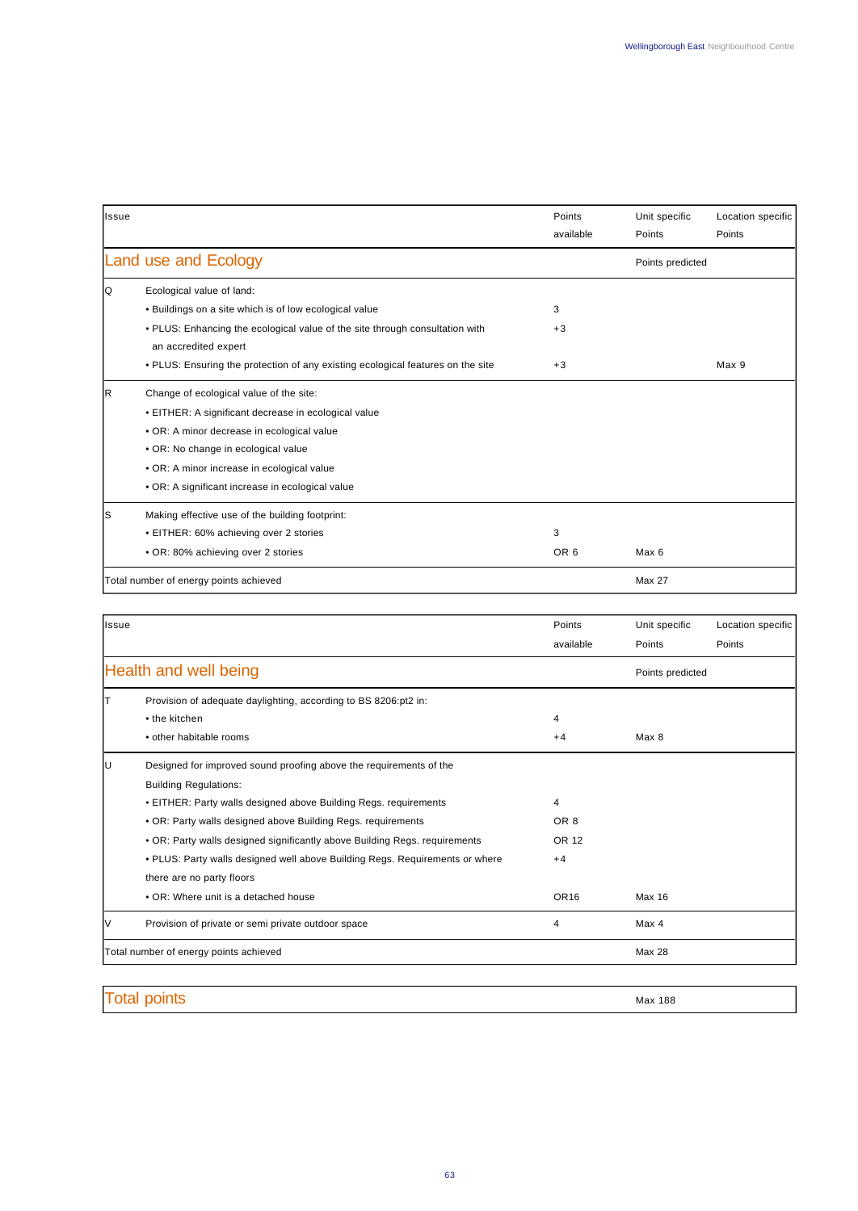| Issue | | Points available | Unit specific Points | Location specific Points |
|---|---|---|---|---|
| **Land use and Ecology** | | | Points predicted | |
| Q | Ecological value of land: | | | |
| | • Buildings on a site which is of low ecological value | 3 | | |
| | • PLUS: Enhancing the ecological value of the site through consultation with an accredited expert | +3 | | |
| | • PLUS: Ensuring the protection of any existing ecological features on the site | +3 | | Max 9 |
| R | Change of ecological value of the site: | | | |
| | • EITHER: A significant decrease in ecological value | | | |
| | • OR: A minor decrease in ecological value | | | |
| | • OR: No change in ecological value | | | |
| | • OR: A minor increase in ecological value | | | |
| | • OR: A significant increase in ecological value | | | |
| S | Making effective use of the building footprint: | | | |
| | • EITHER: 60% achieving over 2 stories | 3 | | |
| | • OR: 80% achieving over 2 stories | OR 6 | Max 6 | |
| Total number of energy points achieved | | | Max 27 | |

| Issue | | Points available | Unit specific Points | Location specific Points |
|---|---|---|---|---|
| **Health and well being** | | | Points predicted | |
| T | Provision of adequate daylighting, according to BS 8206:pt2 in: | | | |
| | • the kitchen | 4 | | |
| | • other habitable rooms | +4 | Max 8 | |
| U | Designed for improved sound proofing above the requirements of the Building Regulations: | | | |
| | • EITHER: Party walls designed above Building Regs. requirements | 4 | | |
| | • OR: Party walls designed above Building Regs. requirements | OR 8 | | |
| | • OR: Party walls designed significantly above Building Regs. requirements | OR 12 | | |
| | • PLUS: Party walls designed well above Building Regs. Requirements or where there are no party floors | +4 | | |
| | • OR: Where unit is a detached house | OR16 | Max 16 | |
| V | Provision of private or semi private outdoor space | 4 | Max 4 | |
| Total number of energy points achieved | | | Max 28 | |

| | |
|---|---|
| **Total points** | Max 188 |